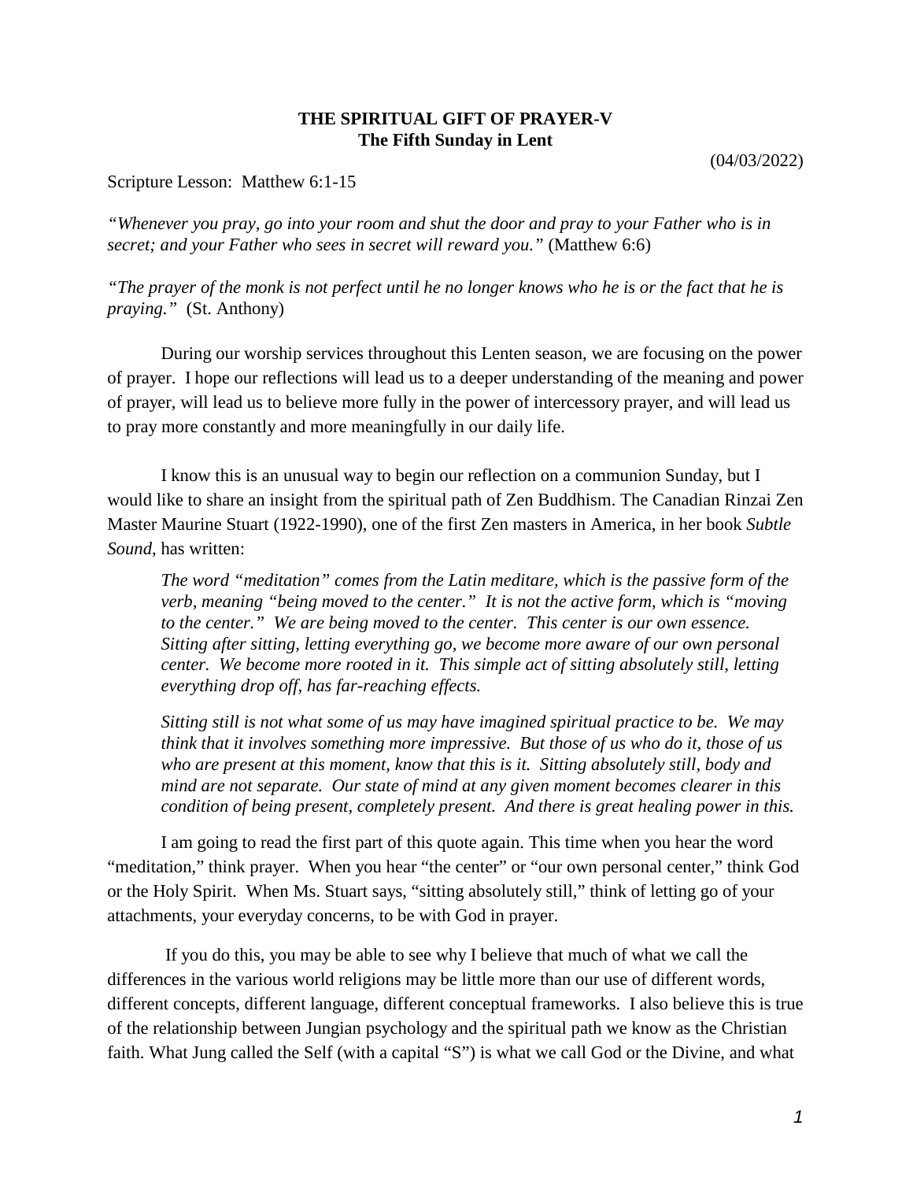**THE SPIRITUAL GIFT OF PRAYER-V**
**The Fifth Sunday in Lent**

(04/03/2022)

Scripture Lesson: Matthew 6:1-15

*"Whenever you pray, go into your room and shut the door and pray to your Father who is in secret; and your Father who sees in secret will reward you."* (Matthew 6:6)

*"The prayer of the monk is not perfect until he no longer knows who he is or the fact that he is praying."* (St. Anthony)

During our worship services throughout this Lenten season, we are focusing on the power of prayer. I hope our reflections will lead us to a deeper understanding of the meaning and power of prayer, will lead us to believe more fully in the power of intercessory prayer, and will lead us to pray more constantly and more meaningfully in our daily life.

I know this is an unusual way to begin our reflection on a communion Sunday, but I would like to share an insight from the spiritual path of Zen Buddhism. The Canadian Rinzai Zen Master Maurine Stuart (1922-1990), one of the first Zen masters in America, in her book *Subtle Sound*, has written:

> *The word "meditation" comes from the Latin meditare, which is the passive form of the verb, meaning "being moved to the center." It is not the active form, which is "moving to the center." We are being moved to the center. This center is our own essence. Sitting after sitting, letting everything go, we become more aware of our own personal center. We become more rooted in it. This simple act of sitting absolutely still, letting everything drop off, has far-reaching effects.*
>
> *Sitting still is not what some of us may have imagined spiritual practice to be. We may think that it involves something more impressive. But those of us who do it, those of us who are present at this moment, know that this is it. Sitting absolutely still, body and mind are not separate. Our state of mind at any given moment becomes clearer in this condition of being present, completely present. And there is great healing power in this.*

I am going to read the first part of this quote again. This time when you hear the word "meditation," think prayer. When you hear "the center" or "our own personal center," think God or the Holy Spirit. When Ms. Stuart says, "sitting absolutely still," think of letting go of your attachments, your everyday concerns, to be with God in prayer.

If you do this, you may be able to see why I believe that much of what we call the differences in the various world religions may be little more than our use of different words, different concepts, different language, different conceptual frameworks. I also believe this is true of the relationship between Jungian psychology and the spiritual path we know as the Christian faith. What Jung called the Self (with a capital "S") is what we call God or the Divine, and what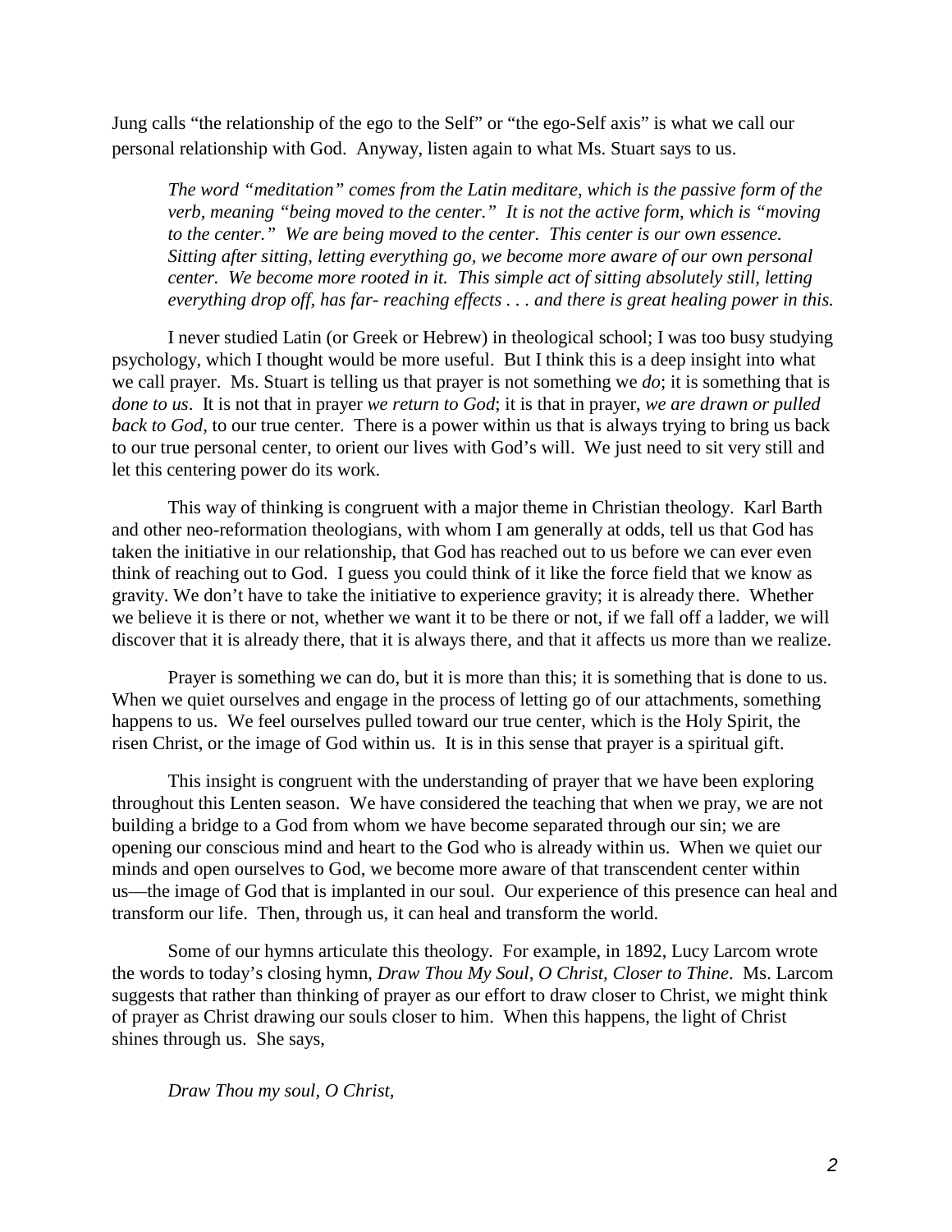Jung calls "the relationship of the ego to the Self" or "the ego-Self axis" is what we call our personal relationship with God. Anyway, listen again to what Ms. Stuart says to us.

> *The word "meditation" comes from the Latin meditare, which is the passive form of the verb, meaning "being moved to the center." It is not the active form, which is "moving to the center." We are being moved to the center. This center is our own essence. Sitting after sitting, letting everything go, we become more aware of our own personal center. We become more rooted in it. This simple act of sitting absolutely still, letting everything drop off, has far- reaching effects . . . and there is great healing power in this.*

I never studied Latin (or Greek or Hebrew) in theological school; I was too busy studying psychology, which I thought would be more useful. But I think this is a deep insight into what we call prayer. Ms. Stuart is telling us that prayer is not something we *do*; it is something that is *done to us*. It is not that in prayer *we return to God*; it is that in prayer, *we are drawn or pulled back to God*, to our true center. There is a power within us that is always trying to bring us back to our true personal center, to orient our lives with God's will. We just need to sit very still and let this centering power do its work.

This way of thinking is congruent with a major theme in Christian theology. Karl Barth and other neo-reformation theologians, with whom I am generally at odds, tell us that God has taken the initiative in our relationship, that God has reached out to us before we can ever even think of reaching out to God. I guess you could think of it like the force field that we know as gravity. We don't have to take the initiative to experience gravity; it is already there. Whether we believe it is there or not, whether we want it to be there or not, if we fall off a ladder, we will discover that it is already there, that it is always there, and that it affects us more than we realize.

Prayer is something we can do, but it is more than this; it is something that is done to us. When we quiet ourselves and engage in the process of letting go of our attachments, something happens to us. We feel ourselves pulled toward our true center, which is the Holy Spirit, the risen Christ, or the image of God within us. It is in this sense that prayer is a spiritual gift.

This insight is congruent with the understanding of prayer that we have been exploring throughout this Lenten season. We have considered the teaching that when we pray, we are not building a bridge to a God from whom we have become separated through our sin; we are opening our conscious mind and heart to the God who is already within us. When we quiet our minds and open ourselves to God, we become more aware of that transcendent center within us—the image of God that is implanted in our soul. Our experience of this presence can heal and transform our life. Then, through us, it can heal and transform the world.

Some of our hymns articulate this theology. For example, in 1892, Lucy Larcom wrote the words to today's closing hymn, *Draw Thou My Soul, O Christ, Closer to Thine*. Ms. Larcom suggests that rather than thinking of prayer as our effort to draw closer to Christ, we might think of prayer as Christ drawing our souls closer to him. When this happens, the light of Christ shines through us. She says,

> *Draw Thou my soul, O Christ,*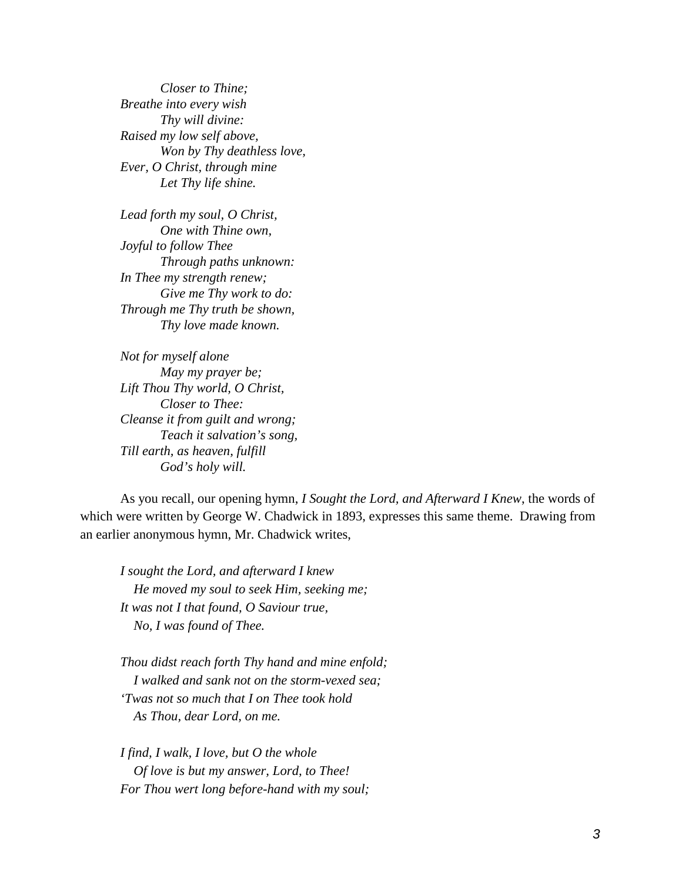*Closer to Thine;*  
*Breathe into every wish*  
*Thy will divine:*  
*Raised my low self above,*  
*Won by Thy deathless love,*  
*Ever, O Christ, through mine*  
*Let Thy life shine.*

*Lead forth my soul, O Christ,*  
*One with Thine own,*  
*Joyful to follow Thee*  
*Through paths unknown:*  
*In Thee my strength renew;*  
*Give me Thy work to do:*  
*Through me Thy truth be shown,*  
*Thy love made known.*

*Not for myself alone*  
*May my prayer be;*  
*Lift Thou Thy world, O Christ,*  
*Closer to Thee:*  
*Cleanse it from guilt and wrong;*  
*Teach it salvation's song,*  
*Till earth, as heaven, fulfill*  
*God's holy will.*

As you recall, our opening hymn, *I Sought the Lord, and Afterward I Knew*, the words of which were written by George W. Chadwick in 1893, expresses this same theme. Drawing from an earlier anonymous hymn, Mr. Chadwick writes,

*I sought the Lord, and afterward I knew*  
*He moved my soul to seek Him, seeking me;*  
*It was not I that found, O Saviour true,*  
*No, I was found of Thee.*

*Thou didst reach forth Thy hand and mine enfold;*  
*I walked and sank not on the storm-vexed sea;*  
*'Twas not so much that I on Thee took hold*  
*As Thou, dear Lord, on me.*

*I find, I walk, I love, but O the whole*  
*Of love is but my answer, Lord, to Thee!*  
*For Thou wert long before-hand with my soul;*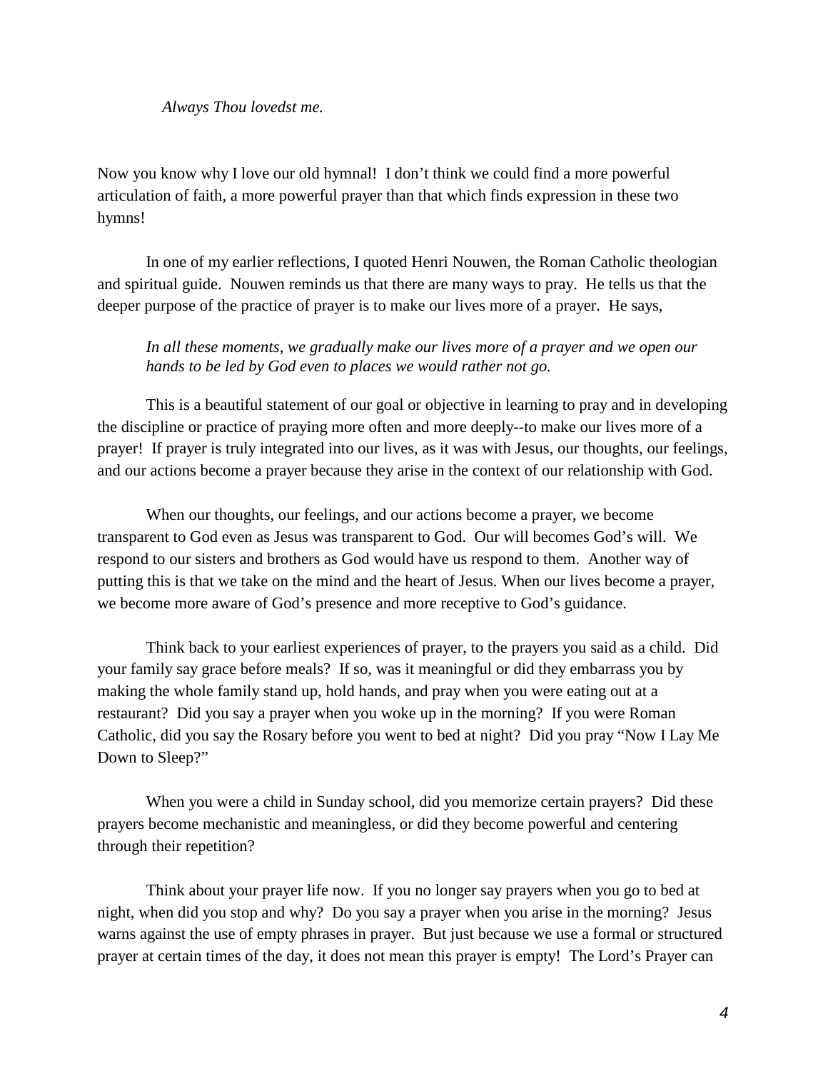*Always Thou lovedst me.*

Now you know why I love our old hymnal! I don't think we could find a more powerful articulation of faith, a more powerful prayer than that which finds expression in these two hymns!

In one of my earlier reflections, I quoted Henri Nouwen, the Roman Catholic theologian and spiritual guide. Nouwen reminds us that there are many ways to pray. He tells us that the deeper purpose of the practice of prayer is to make our lives more of a prayer. He says,

> *In all these moments, we gradually make our lives more of a prayer and we open our hands to be led by God even to places we would rather not go.*

This is a beautiful statement of our goal or objective in learning to pray and in developing the discipline or practice of praying more often and more deeply--to make our lives more of a prayer! If prayer is truly integrated into our lives, as it was with Jesus, our thoughts, our feelings, and our actions become a prayer because they arise in the context of our relationship with God.

When our thoughts, our feelings, and our actions become a prayer, we become transparent to God even as Jesus was transparent to God. Our will becomes God's will. We respond to our sisters and brothers as God would have us respond to them. Another way of putting this is that we take on the mind and the heart of Jesus. When our lives become a prayer, we become more aware of God's presence and more receptive to God's guidance.

Think back to your earliest experiences of prayer, to the prayers you said as a child. Did your family say grace before meals? If so, was it meaningful or did they embarrass you by making the whole family stand up, hold hands, and pray when you were eating out at a restaurant? Did you say a prayer when you woke up in the morning? If you were Roman Catholic, did you say the Rosary before you went to bed at night? Did you pray "Now I Lay Me Down to Sleep?"

When you were a child in Sunday school, did you memorize certain prayers? Did these prayers become mechanistic and meaningless, or did they become powerful and centering through their repetition?

Think about your prayer life now. If you no longer say prayers when you go to bed at night, when did you stop and why? Do you say a prayer when you arise in the morning? Jesus warns against the use of empty phrases in prayer. But just because we use a formal or structured prayer at certain times of the day, it does not mean this prayer is empty! The Lord's Prayer can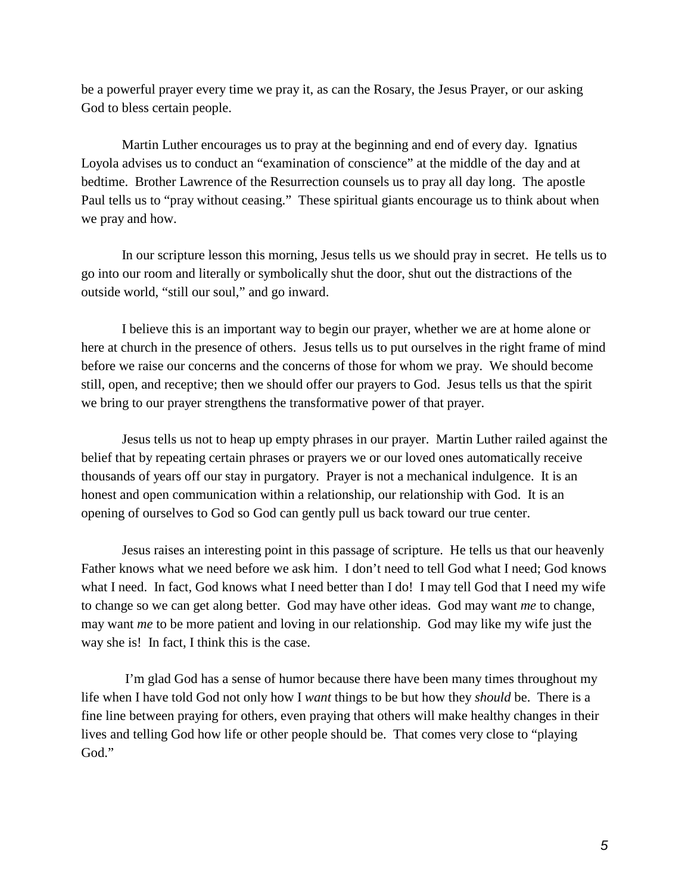be a powerful prayer every time we pray it, as can the Rosary, the Jesus Prayer, or our asking God to bless certain people.

Martin Luther encourages us to pray at the beginning and end of every day. Ignatius Loyola advises us to conduct an "examination of conscience" at the middle of the day and at bedtime. Brother Lawrence of the Resurrection counsels us to pray all day long. The apostle Paul tells us to "pray without ceasing." These spiritual giants encourage us to think about when we pray and how.

In our scripture lesson this morning, Jesus tells us we should pray in secret. He tells us to go into our room and literally or symbolically shut the door, shut out the distractions of the outside world, "still our soul," and go inward.

I believe this is an important way to begin our prayer, whether we are at home alone or here at church in the presence of others. Jesus tells us to put ourselves in the right frame of mind before we raise our concerns and the concerns of those for whom we pray. We should become still, open, and receptive; then we should offer our prayers to God. Jesus tells us that the spirit we bring to our prayer strengthens the transformative power of that prayer.

Jesus tells us not to heap up empty phrases in our prayer. Martin Luther railed against the belief that by repeating certain phrases or prayers we or our loved ones automatically receive thousands of years off our stay in purgatory. Prayer is not a mechanical indulgence. It is an honest and open communication within a relationship, our relationship with God. It is an opening of ourselves to God so God can gently pull us back toward our true center.

Jesus raises an interesting point in this passage of scripture. He tells us that our heavenly Father knows what we need before we ask him. I don't need to tell God what I need; God knows what I need. In fact, God knows what I need better than I do! I may tell God that I need my wife to change so we can get along better. God may have other ideas. God may want *me* to change, may want *me* to be more patient and loving in our relationship. God may like my wife just the way she is! In fact, I think this is the case.

I'm glad God has a sense of humor because there have been many times throughout my life when I have told God not only how I *want* things to be but how they *should* be. There is a fine line between praying for others, even praying that others will make healthy changes in their lives and telling God how life or other people should be. That comes very close to "playing God."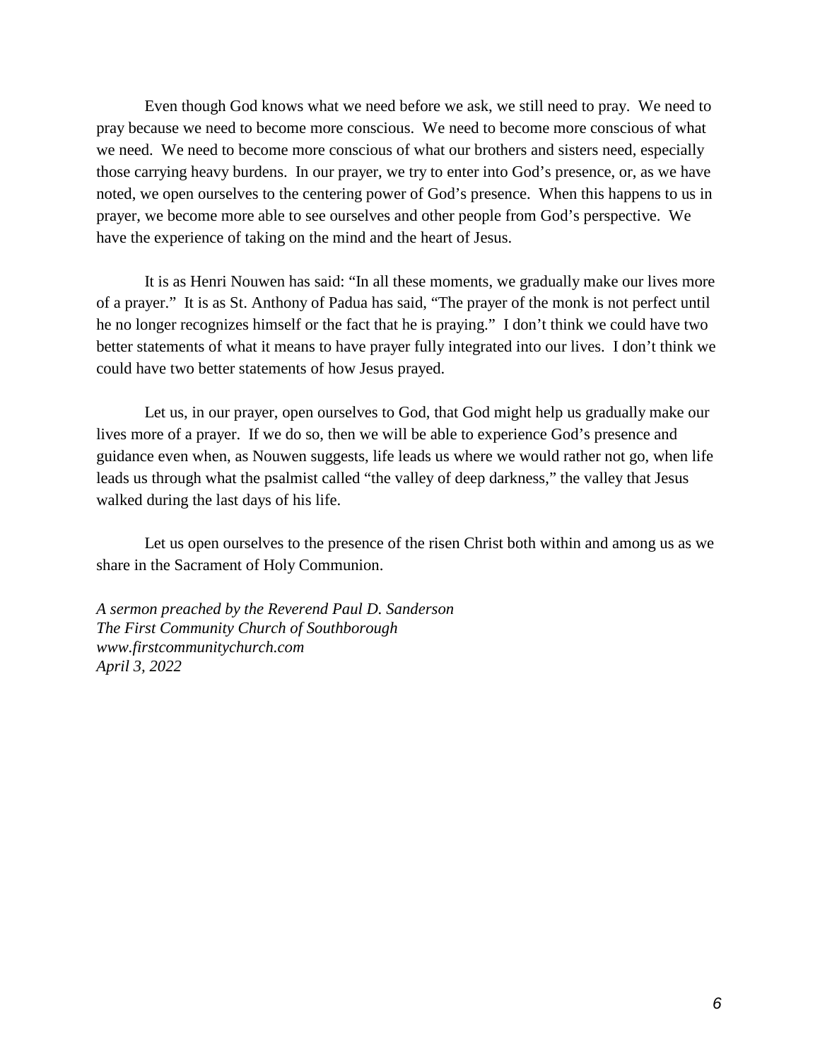Even though God knows what we need before we ask, we still need to pray. We need to pray because we need to become more conscious. We need to become more conscious of what we need. We need to become more conscious of what our brothers and sisters need, especially those carrying heavy burdens. In our prayer, we try to enter into God's presence, or, as we have noted, we open ourselves to the centering power of God's presence. When this happens to us in prayer, we become more able to see ourselves and other people from God's perspective. We have the experience of taking on the mind and the heart of Jesus.

It is as Henri Nouwen has said: "In all these moments, we gradually make our lives more of a prayer." It is as St. Anthony of Padua has said, "The prayer of the monk is not perfect until he no longer recognizes himself or the fact that he is praying." I don't think we could have two better statements of what it means to have prayer fully integrated into our lives. I don't think we could have two better statements of how Jesus prayed.

Let us, in our prayer, open ourselves to God, that God might help us gradually make our lives more of a prayer. If we do so, then we will be able to experience God's presence and guidance even when, as Nouwen suggests, life leads us where we would rather not go, when life leads us through what the psalmist called "the valley of deep darkness," the valley that Jesus walked during the last days of his life.

Let us open ourselves to the presence of the risen Christ both within and among us as we share in the Sacrament of Holy Communion.

*A sermon preached by the Reverend Paul D. Sanderson*
*The First Community Church of Southborough*
*www.firstcommunitychurch.com*
*April 3, 2022*